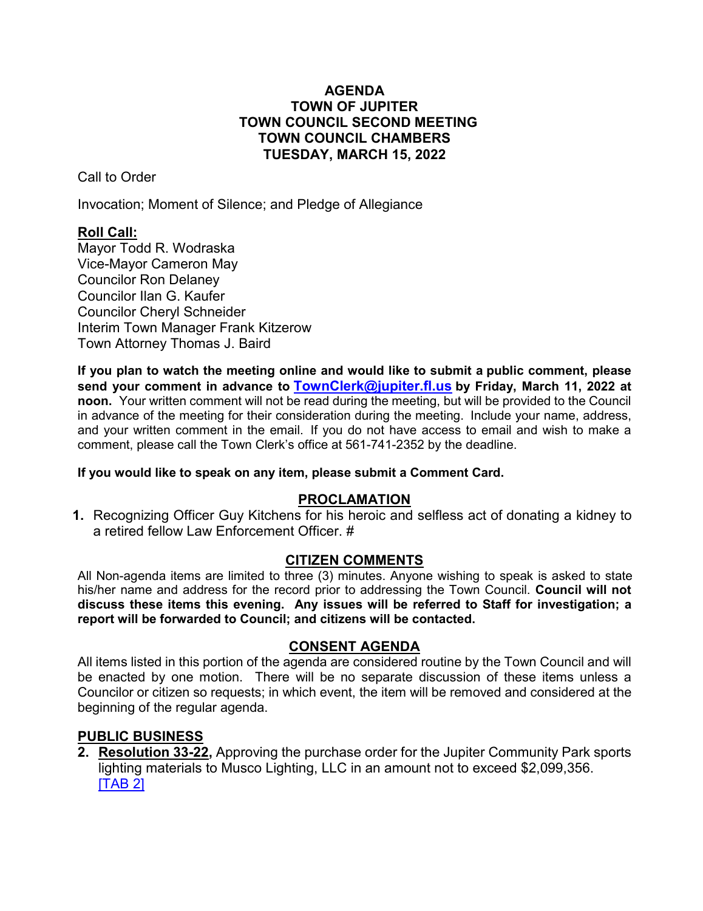# AGENDA
# TOWN OF JUPITER
# TOWN COUNCIL SECOND MEETING
# TOWN COUNCIL CHAMBERS
# TUESDAY, MARCH 15, 2022

Call to Order

Invocation; Moment of Silence; and Pledge of Allegiance

**Roll Call:**
Mayor Todd R. Wodraska
Vice-Mayor Cameron May
Councilor Ron Delaney
Councilor Ilan G. Kaufer
Councilor Cheryl Schneider
Interim Town Manager Frank Kitzerow
Town Attorney Thomas J. Baird

**If you plan to watch the meeting online and would like to submit a public comment, please send your comment in advance to [TownClerk@jupiter.fl.us](mailto:TownClerk@jupiter.fl.us) by Friday, March 11, 2022 at noon.** Your written comment will not be read during the meeting, but will be provided to the Council in advance of the meeting for their consideration during the meeting. Include your name, address, and your written comment in the email. If you do not have access to email and wish to make a comment, please call the Town Clerk's office at 561-741-2352 by the deadline.

**If you would like to speak on any item, please submit a Comment Card.**

## PROCLAMATION

1. Recognizing Officer Guy Kitchens for his heroic and selfless act of donating a kidney to a retired fellow Law Enforcement Officer. #

## CITIZEN COMMENTS

All Non-agenda items are limited to three (3) minutes. Anyone wishing to speak is asked to state his/her name and address for the record prior to addressing the Town Council. **Council will not discuss these items this evening. Any issues will be referred to Staff for investigation; a report will be forwarded to Council; and citizens will be contacted.**

## CONSENT AGENDA

All items listed in this portion of the agenda are considered routine by the Town Council and will be enacted by one motion. There will be no separate discussion of these items unless a Councilor or citizen so requests; in which event, the item will be removed and considered at the beginning of the regular agenda.

## PUBLIC BUSINESS

2. **Resolution 33-22,** Approving the purchase order for the Jupiter Community Park sports lighting materials to Musco Lighting, LLC in an amount not to exceed $2,099,356. [TAB 2]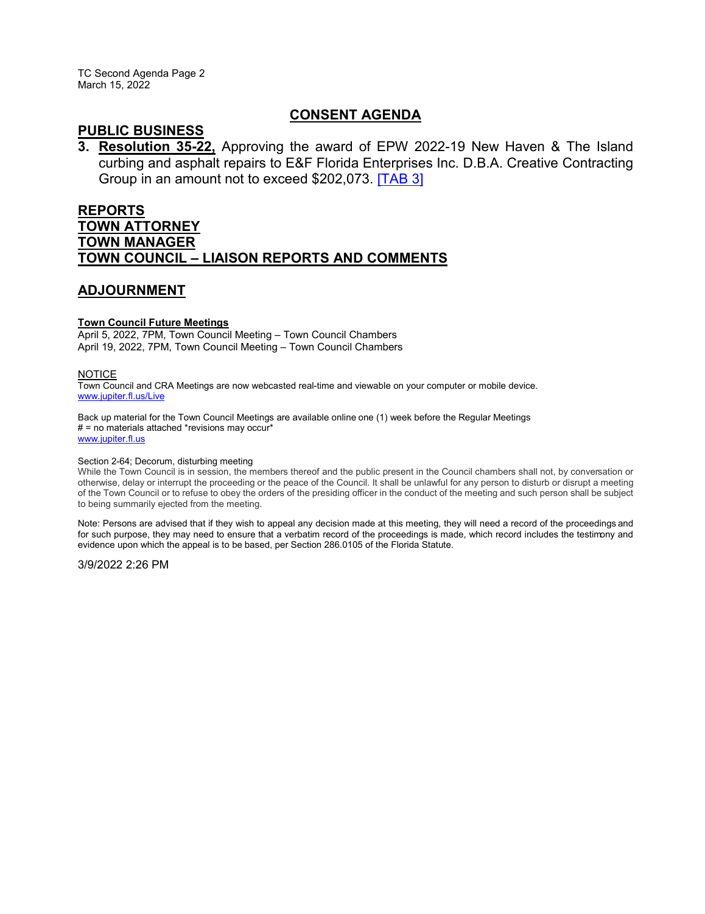## CONSENT AGENDA

## PUBLIC BUSINESS

3. **Resolution 35-22,** Approving the award of EPW 2022-19 New Haven & The Island curbing and asphalt repairs to E&F Florida Enterprises Inc. D.B.A. Creative Contracting Group in an amount not to exceed $202,073. [TAB 3]

## REPORTS

## TOWN ATTORNEY

## TOWN MANAGER

## TOWN COUNCIL – LIAISON REPORTS AND COMMENTS

## ADJOURNMENT

**Town Council Future Meetings**

April 5, 2022, 7PM, Town Council Meeting – Town Council Chambers
April 19, 2022, 7PM, Town Council Meeting – Town Council Chambers

NOTICE

Town Council and CRA Meetings are now webcasted real-time and viewable on your computer or mobile device.
www.jupiter.fl.us/Live

Back up material for the Town Council Meetings are available online one (1) week before the Regular Meetings
# = no materials attached *revisions may occur*
www.jupiter.fl.us

Section 2-64; Decorum, disturbing meeting

While the Town Council is in session, the members thereof and the public present in the Council chambers shall not, by conversation or otherwise, delay or interrupt the proceeding or the peace of the Council. It shall be unlawful for any person to disturb or disrupt a meeting of the Town Council or to refuse to obey the orders of the presiding officer in the conduct of the meeting and such person shall be subject to being summarily ejected from the meeting.

Note: Persons are advised that if they wish to appeal any decision made at this meeting, they will need a record of the proceedings and for such purpose, they may need to ensure that a verbatim record of the proceedings is made, which record includes the testimony and evidence upon which the appeal is to be based, per Section 286.0105 of the Florida Statute.

3/9/2022 2:26 PM